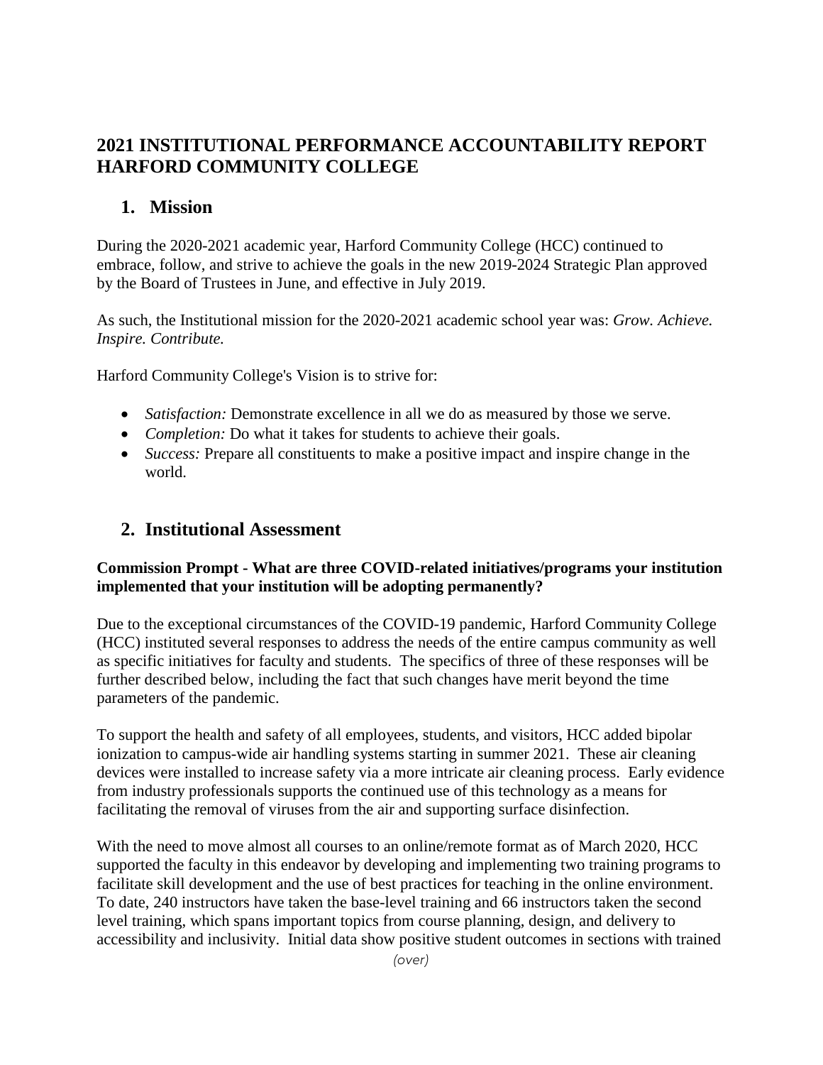# 2021 INSTITUTIONAL PERFORMANCE ACCOUNTABILITY REPORT HARFORD COMMUNITY COLLEGE

## 1. Mission

During the 2020-2021 academic year, Harford Community College (HCC) continued to embrace, follow, and strive to achieve the goals in the new 2019-2024 Strategic Plan approved by the Board of Trustees in June, and effective in July 2019.

As such, the Institutional mission for the 2020-2021 academic school year was: *Grow. Achieve. Inspire. Contribute.*

Harford Community College's Vision is to strive for:

- *Satisfaction:* Demonstrate excellence in all we do as measured by those we serve.
- *Completion:* Do what it takes for students to achieve their goals.
- *Success:* Prepare all constituents to make a positive impact and inspire change in the world.

## 2. Institutional Assessment

**Commission Prompt - What are three COVID-related initiatives/programs your institution implemented that your institution will be adopting permanently?**

Due to the exceptional circumstances of the COVID-19 pandemic, Harford Community College (HCC) instituted several responses to address the needs of the entire campus community as well as specific initiatives for faculty and students. The specifics of three of these responses will be further described below, including the fact that such changes have merit beyond the time parameters of the pandemic.

To support the health and safety of all employees, students, and visitors, HCC added bipolar ionization to campus-wide air handling systems starting in summer 2021. These air cleaning devices were installed to increase safety via a more intricate air cleaning process. Early evidence from industry professionals supports the continued use of this technology as a means for facilitating the removal of viruses from the air and supporting surface disinfection.

With the need to move almost all courses to an online/remote format as of March 2020, HCC supported the faculty in this endeavor by developing and implementing two training programs to facilitate skill development and the use of best practices for teaching in the online environment. To date, 240 instructors have taken the base-level training and 66 instructors taken the second level training, which spans important topics from course planning, design, and delivery to accessibility and inclusivity. Initial data show positive student outcomes in sections with trained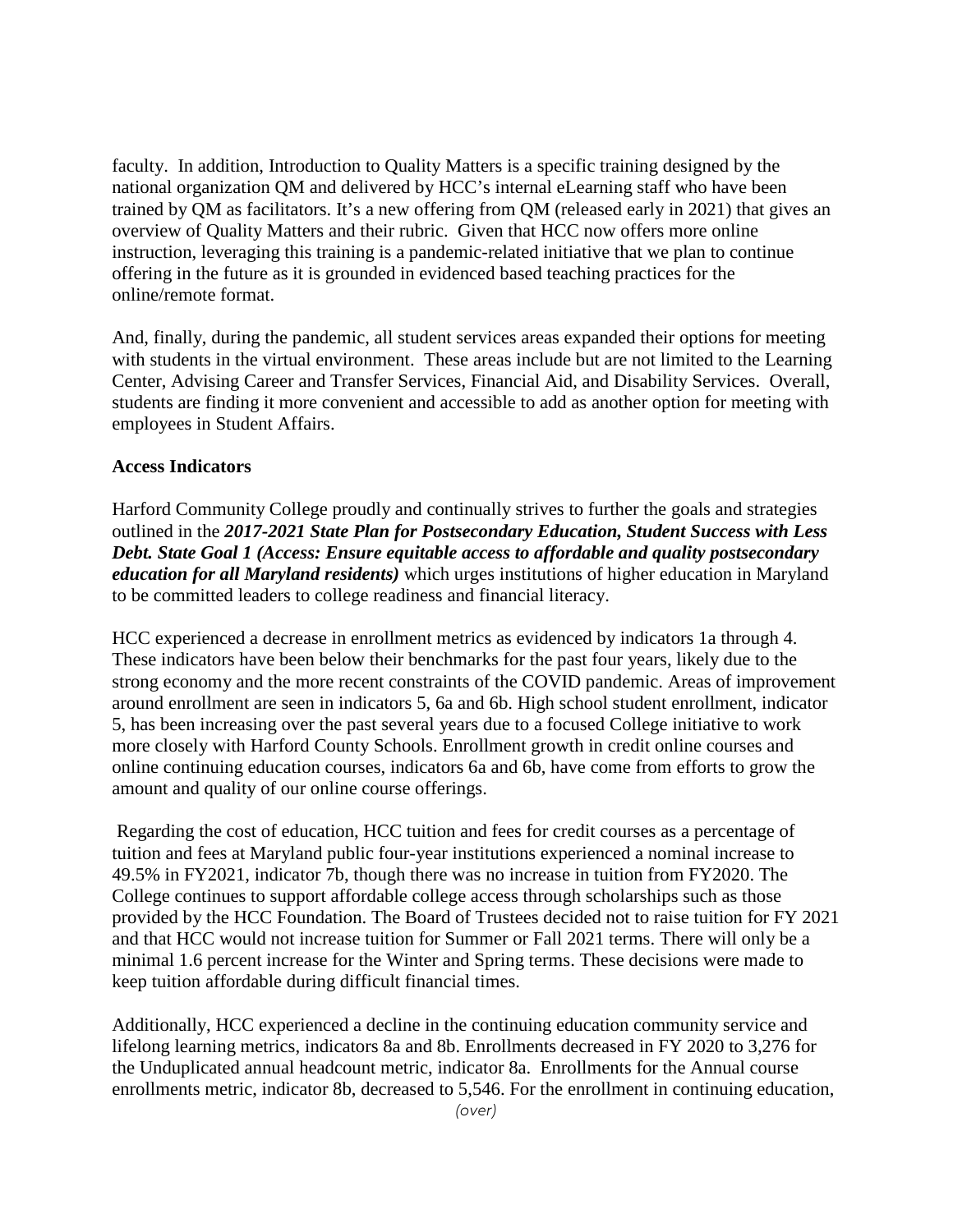faculty. In addition, Introduction to Quality Matters is a specific training designed by the national organization QM and delivered by HCC's internal eLearning staff who have been trained by QM as facilitators. It's a new offering from QM (released early in 2021) that gives an overview of Quality Matters and their rubric. Given that HCC now offers more online instruction, leveraging this training is a pandemic-related initiative that we plan to continue offering in the future as it is grounded in evidenced based teaching practices for the online/remote format.

And, finally, during the pandemic, all student services areas expanded their options for meeting with students in the virtual environment. These areas include but are not limited to the Learning Center, Advising Career and Transfer Services, Financial Aid, and Disability Services. Overall, students are finding it more convenient and accessible to add as another option for meeting with employees in Student Affairs.

**Access Indicators**

Harford Community College proudly and continually strives to further the goals and strategies outlined in the ***2017-2021 State Plan for Postsecondary Education, Student Success with Less Debt. State Goal 1 (Access: Ensure equitable access to affordable and quality postsecondary education for all Maryland residents)*** which urges institutions of higher education in Maryland to be committed leaders to college readiness and financial literacy.

HCC experienced a decrease in enrollment metrics as evidenced by indicators 1a through 4. These indicators have been below their benchmarks for the past four years, likely due to the strong economy and the more recent constraints of the COVID pandemic. Areas of improvement around enrollment are seen in indicators 5, 6a and 6b. High school student enrollment, indicator 5, has been increasing over the past several years due to a focused College initiative to work more closely with Harford County Schools. Enrollment growth in credit online courses and online continuing education courses, indicators 6a and 6b, have come from efforts to grow the amount and quality of our online course offerings.

Regarding the cost of education, HCC tuition and fees for credit courses as a percentage of tuition and fees at Maryland public four-year institutions experienced a nominal increase to 49.5% in FY2021, indicator 7b, though there was no increase in tuition from FY2020. The College continues to support affordable college access through scholarships such as those provided by the HCC Foundation. The Board of Trustees decided not to raise tuition for FY 2021 and that HCC would not increase tuition for Summer or Fall 2021 terms. There will only be a minimal 1.6 percent increase for the Winter and Spring terms. These decisions were made to keep tuition affordable during difficult financial times.

Additionally, HCC experienced a decline in the continuing education community service and lifelong learning metrics, indicators 8a and 8b. Enrollments decreased in FY 2020 to 3,276 for the Unduplicated annual headcount metric, indicator 8a. Enrollments for the Annual course enrollments metric, indicator 8b, decreased to 5,546. For the enrollment in continuing education,

*(over)*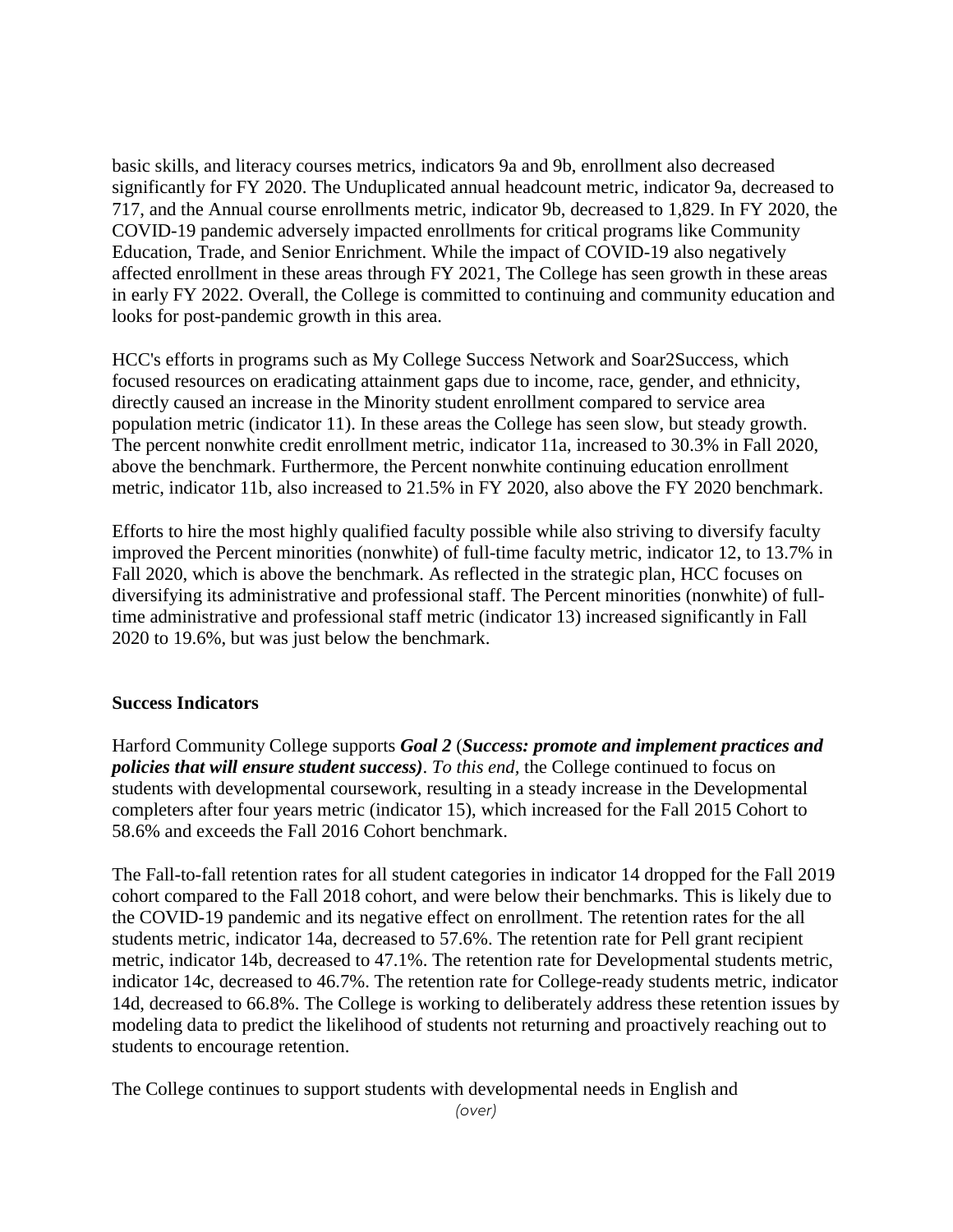basic skills, and literacy courses metrics, indicators 9a and 9b, enrollment also decreased significantly for FY 2020. The Unduplicated annual headcount metric, indicator 9a, decreased to 717, and the Annual course enrollments metric, indicator 9b, decreased to 1,829. In FY 2020, the COVID-19 pandemic adversely impacted enrollments for critical programs like Community Education, Trade, and Senior Enrichment. While the impact of COVID-19 also negatively affected enrollment in these areas through FY 2021, The College has seen growth in these areas in early FY 2022. Overall, the College is committed to continuing and community education and looks for post-pandemic growth in this area.

HCC's efforts in programs such as My College Success Network and Soar2Success, which focused resources on eradicating attainment gaps due to income, race, gender, and ethnicity, directly caused an increase in the Minority student enrollment compared to service area population metric (indicator 11). In these areas the College has seen slow, but steady growth. The percent nonwhite credit enrollment metric, indicator 11a, increased to 30.3% in Fall 2020, above the benchmark. Furthermore, the Percent nonwhite continuing education enrollment metric, indicator 11b, also increased to 21.5% in FY 2020, also above the FY 2020 benchmark.

Efforts to hire the most highly qualified faculty possible while also striving to diversify faculty improved the Percent minorities (nonwhite) of full-time faculty metric, indicator 12, to 13.7% in Fall 2020, which is above the benchmark. As reflected in the strategic plan, HCC focuses on diversifying its administrative and professional staff. The Percent minorities (nonwhite) of full-time administrative and professional staff metric (indicator 13) increased significantly in Fall 2020 to 19.6%, but was just below the benchmark.

**Success Indicators**

Harford Community College supports ***Goal 2*** (***Success: promote and implement practices and policies that will ensure student success)***. *To this end*, the College continued to focus on students with developmental coursework, resulting in a steady increase in the Developmental completers after four years metric (indicator 15), which increased for the Fall 2015 Cohort to 58.6% and exceeds the Fall 2016 Cohort benchmark.

The Fall-to-fall retention rates for all student categories in indicator 14 dropped for the Fall 2019 cohort compared to the Fall 2018 cohort, and were below their benchmarks. This is likely due to the COVID-19 pandemic and its negative effect on enrollment. The retention rates for the all students metric, indicator 14a, decreased to 57.6%. The retention rate for Pell grant recipient metric, indicator 14b, decreased to 47.1%. The retention rate for Developmental students metric, indicator 14c, decreased to 46.7%. The retention rate for College-ready students metric, indicator 14d, decreased to 66.8%. The College is working to deliberately address these retention issues by modeling data to predict the likelihood of students not returning and proactively reaching out to students to encourage retention.

The College continues to support students with developmental needs in English and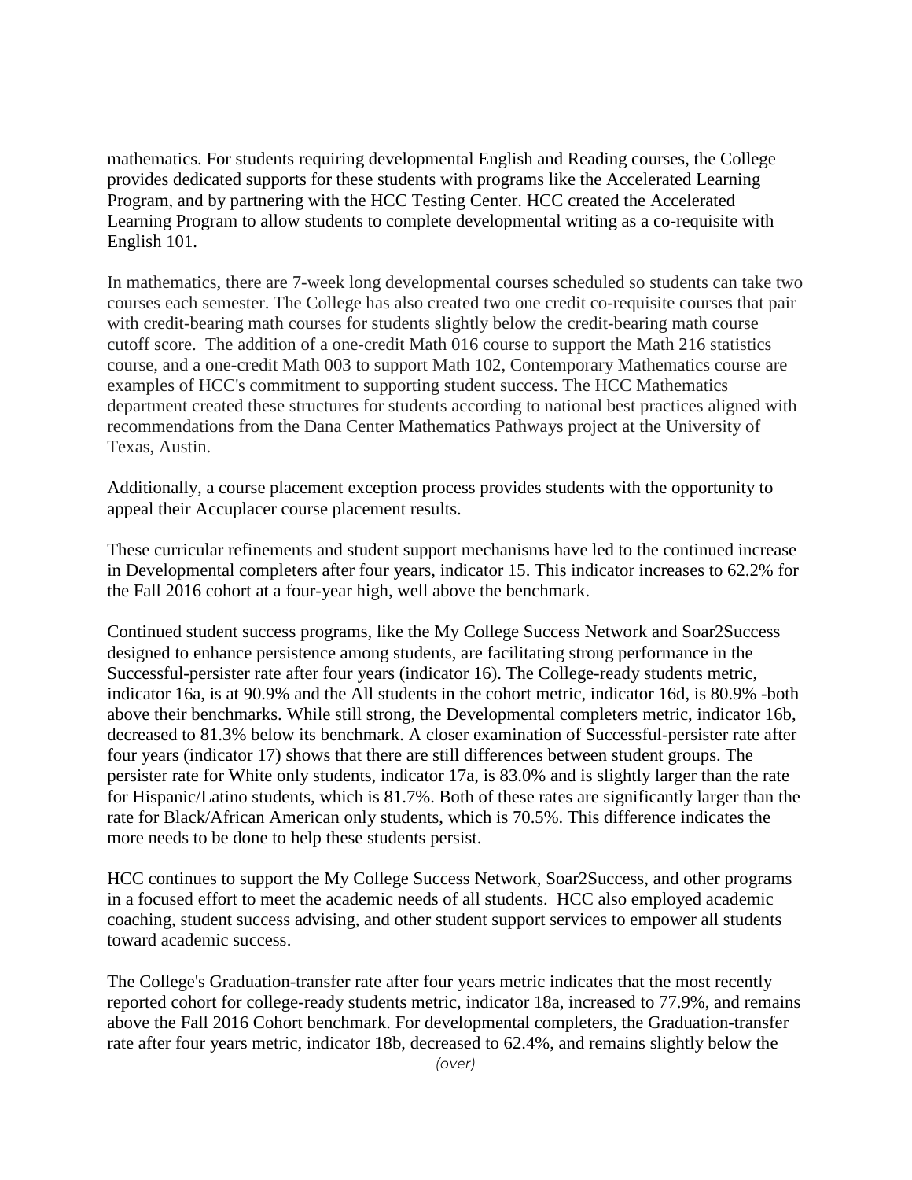mathematics. For students requiring developmental English and Reading courses, the College provides dedicated supports for these students with programs like the Accelerated Learning Program, and by partnering with the HCC Testing Center. HCC created the Accelerated Learning Program to allow students to complete developmental writing as a co-requisite with English 101.

In mathematics, there are 7-week long developmental courses scheduled so students can take two courses each semester. The College has also created two one credit co-requisite courses that pair with credit-bearing math courses for students slightly below the credit-bearing math course cutoff score. The addition of a one-credit Math 016 course to support the Math 216 statistics course, and a one-credit Math 003 to support Math 102, Contemporary Mathematics course are examples of HCC's commitment to supporting student success. The HCC Mathematics department created these structures for students according to national best practices aligned with recommendations from the Dana Center Mathematics Pathways project at the University of Texas, Austin.

Additionally, a course placement exception process provides students with the opportunity to appeal their Accuplacer course placement results.

These curricular refinements and student support mechanisms have led to the continued increase in Developmental completers after four years, indicator 15. This indicator increases to 62.2% for the Fall 2016 cohort at a four-year high, well above the benchmark.

Continued student success programs, like the My College Success Network and Soar2Success designed to enhance persistence among students, are facilitating strong performance in the Successful-persister rate after four years (indicator 16). The College-ready students metric, indicator 16a, is at 90.9% and the All students in the cohort metric, indicator 16d, is 80.9% -both above their benchmarks. While still strong, the Developmental completers metric, indicator 16b, decreased to 81.3% below its benchmark. A closer examination of Successful-persister rate after four years (indicator 17) shows that there are still differences between student groups. The persister rate for White only students, indicator 17a, is 83.0% and is slightly larger than the rate for Hispanic/Latino students, which is 81.7%. Both of these rates are significantly larger than the rate for Black/African American only students, which is 70.5%. This difference indicates the more needs to be done to help these students persist.

HCC continues to support the My College Success Network, Soar2Success, and other programs in a focused effort to meet the academic needs of all students. HCC also employed academic coaching, student success advising, and other student support services to empower all students toward academic success.

The College's Graduation-transfer rate after four years metric indicates that the most recently reported cohort for college-ready students metric, indicator 18a, increased to 77.9%, and remains above the Fall 2016 Cohort benchmark. For developmental completers, the Graduation-transfer rate after four years metric, indicator 18b, decreased to 62.4%, and remains slightly below the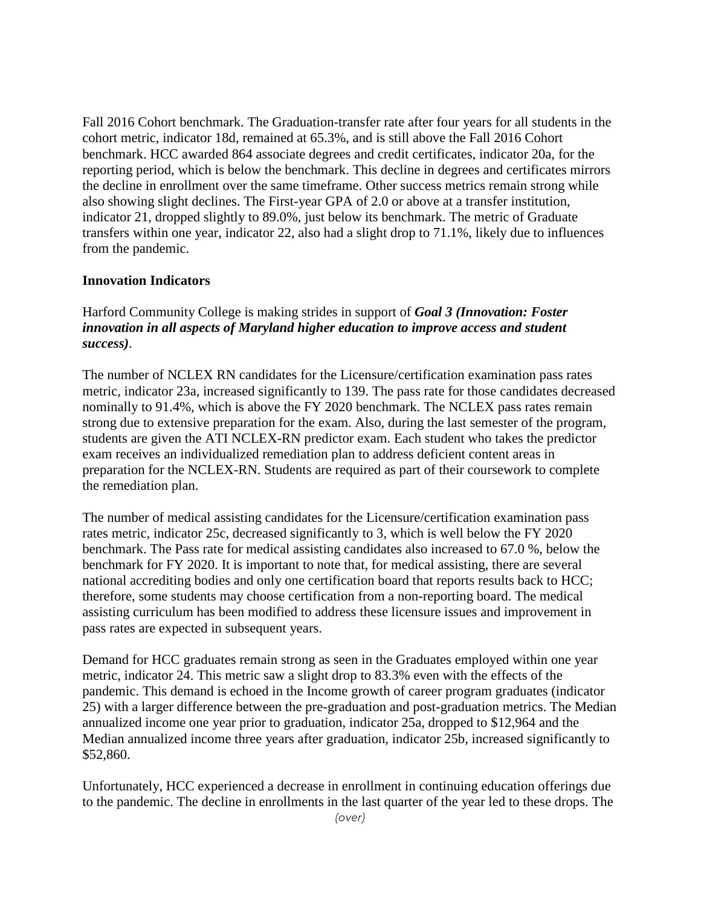Fall 2016 Cohort benchmark. The Graduation-transfer rate after four years for all students in the cohort metric, indicator 18d, remained at 65.3%, and is still above the Fall 2016 Cohort benchmark. HCC awarded 864 associate degrees and credit certificates, indicator 20a, for the reporting period, which is below the benchmark. This decline in degrees and certificates mirrors the decline in enrollment over the same timeframe. Other success metrics remain strong while also showing slight declines. The First-year GPA of 2.0 or above at a transfer institution, indicator 21, dropped slightly to 89.0%, just below its benchmark. The metric of Graduate transfers within one year, indicator 22, also had a slight drop to 71.1%, likely due to influences from the pandemic.

**Innovation Indicators**

Harford Community College is making strides in support of ***Goal 3 (Innovation: Foster innovation in all aspects of Maryland higher education to improve access and student success)***.

The number of NCLEX RN candidates for the Licensure/certification examination pass rates metric, indicator 23a, increased significantly to 139. The pass rate for those candidates decreased nominally to 91.4%, which is above the FY 2020 benchmark. The NCLEX pass rates remain strong due to extensive preparation for the exam. Also, during the last semester of the program, students are given the ATI NCLEX-RN predictor exam. Each student who takes the predictor exam receives an individualized remediation plan to address deficient content areas in preparation for the NCLEX-RN. Students are required as part of their coursework to complete the remediation plan.

The number of medical assisting candidates for the Licensure/certification examination pass rates metric, indicator 25c, decreased significantly to 3, which is well below the FY 2020 benchmark. The Pass rate for medical assisting candidates also increased to 67.0 %, below the benchmark for FY 2020. It is important to note that, for medical assisting, there are several national accrediting bodies and only one certification board that reports results back to HCC; therefore, some students may choose certification from a non-reporting board. The medical assisting curriculum has been modified to address these licensure issues and improvement in pass rates are expected in subsequent years.

Demand for HCC graduates remain strong as seen in the Graduates employed within one year metric, indicator 24. This metric saw a slight drop to 83.3% even with the effects of the pandemic. This demand is echoed in the Income growth of career program graduates (indicator 25) with a larger difference between the pre-graduation and post-graduation metrics. The Median annualized income one year prior to graduation, indicator 25a, dropped to $12,964 and the Median annualized income three years after graduation, indicator 25b, increased significantly to $52,860.

Unfortunately, HCC experienced a decrease in enrollment in continuing education offerings due to the pandemic. The decline in enrollments in the last quarter of the year led to these drops. The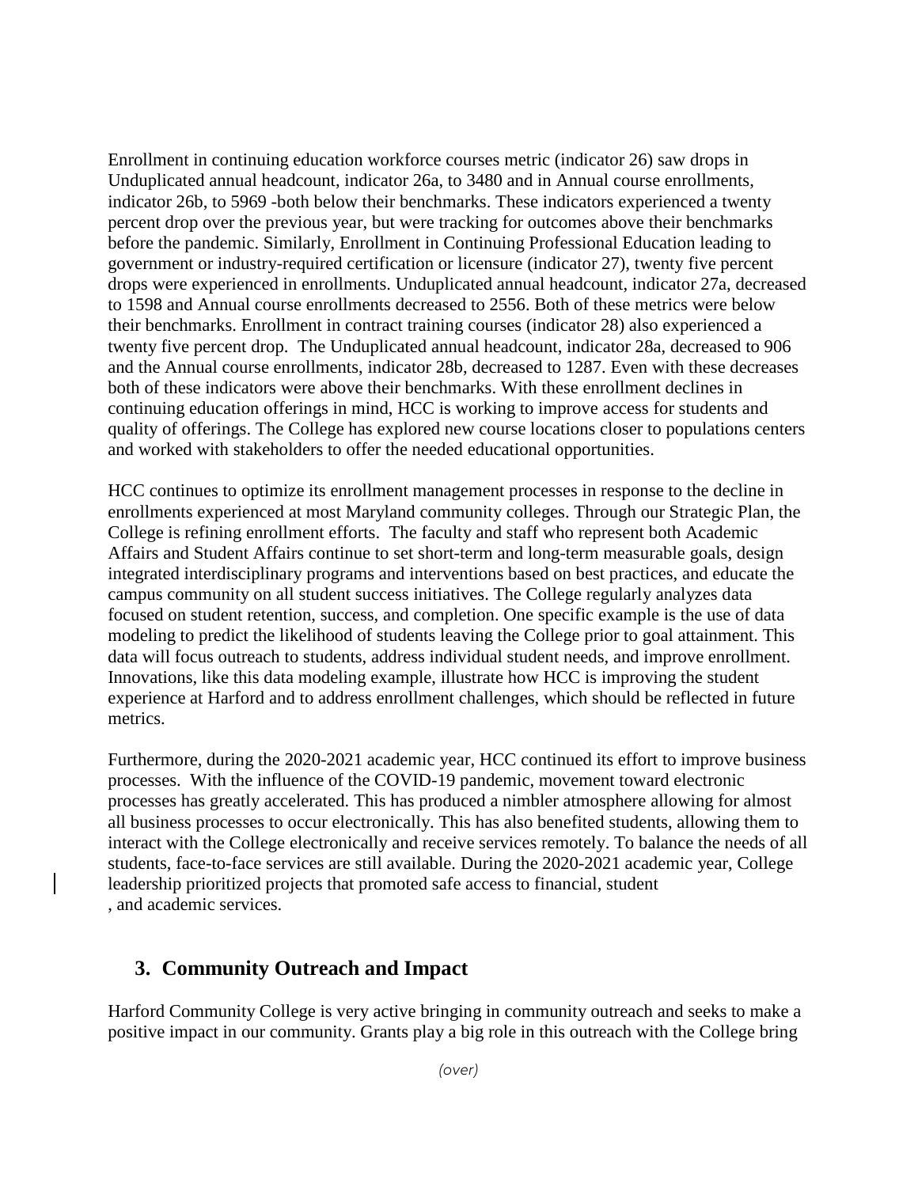Enrollment in continuing education workforce courses metric (indicator 26) saw drops in Unduplicated annual headcount, indicator 26a, to 3480 and in Annual course enrollments, indicator 26b, to 5969 -both below their benchmarks. These indicators experienced a twenty percent drop over the previous year, but were tracking for outcomes above their benchmarks before the pandemic. Similarly, Enrollment in Continuing Professional Education leading to government or industry-required certification or licensure (indicator 27), twenty five percent drops were experienced in enrollments. Unduplicated annual headcount, indicator 27a, decreased to 1598 and Annual course enrollments decreased to 2556. Both of these metrics were below their benchmarks. Enrollment in contract training courses (indicator 28) also experienced a twenty five percent drop. The Unduplicated annual headcount, indicator 28a, decreased to 906 and the Annual course enrollments, indicator 28b, decreased to 1287. Even with these decreases both of these indicators were above their benchmarks. With these enrollment declines in continuing education offerings in mind, HCC is working to improve access for students and quality of offerings. The College has explored new course locations closer to populations centers and worked with stakeholders to offer the needed educational opportunities.

HCC continues to optimize its enrollment management processes in response to the decline in enrollments experienced at most Maryland community colleges. Through our Strategic Plan, the College is refining enrollment efforts. The faculty and staff who represent both Academic Affairs and Student Affairs continue to set short-term and long-term measurable goals, design integrated interdisciplinary programs and interventions based on best practices, and educate the campus community on all student success initiatives. The College regularly analyzes data focused on student retention, success, and completion. One specific example is the use of data modeling to predict the likelihood of students leaving the College prior to goal attainment. This data will focus outreach to students, address individual student needs, and improve enrollment. Innovations, like this data modeling example, illustrate how HCC is improving the student experience at Harford and to address enrollment challenges, which should be reflected in future metrics.

Furthermore, during the 2020-2021 academic year, HCC continued its effort to improve business processes. With the influence of the COVID-19 pandemic, movement toward electronic processes has greatly accelerated. This has produced a nimbler atmosphere allowing for almost all business processes to occur electronically. This has also benefited students, allowing them to interact with the College electronically and receive services remotely. To balance the needs of all students, face-to-face services are still available. During the 2020-2021 academic year, College leadership prioritized projects that promoted safe access to financial, student
, and academic services.

## 3. Community Outreach and Impact

Harford Community College is very active bringing in community outreach and seeks to make a positive impact in our community. Grants play a big role in this outreach with the College bring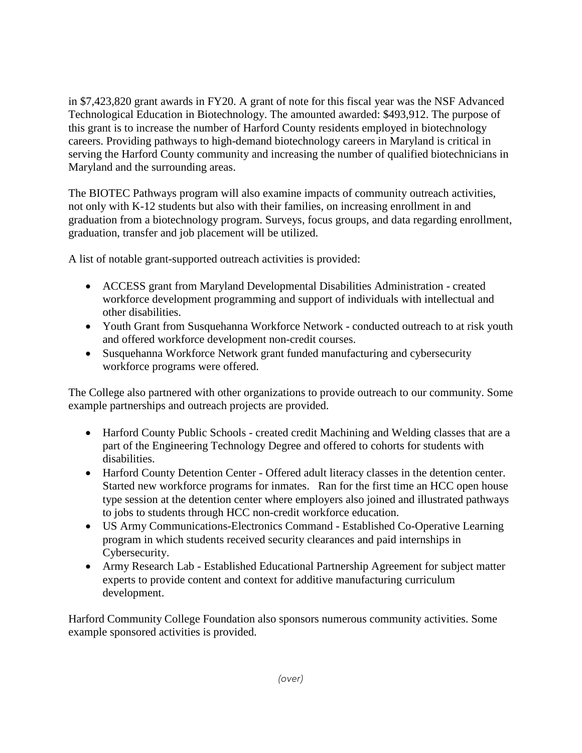in $7,423,820 grant awards in FY20. A grant of note for this fiscal year was the NSF Advanced Technological Education in Biotechnology. The amounted awarded: $493,912. The purpose of this grant is to increase the number of Harford County residents employed in biotechnology careers. Providing pathways to high-demand biotechnology careers in Maryland is critical in serving the Harford County community and increasing the number of qualified biotechnicians in Maryland and the surrounding areas.

The BIOTEC Pathways program will also examine impacts of community outreach activities, not only with K-12 students but also with their families, on increasing enrollment in and graduation from a biotechnology program. Surveys, focus groups, and data regarding enrollment, graduation, transfer and job placement will be utilized.

A list of notable grant-supported outreach activities is provided:

- ACCESS grant from Maryland Developmental Disabilities Administration - created workforce development programming and support of individuals with intellectual and other disabilities.
- Youth Grant from Susquehanna Workforce Network - conducted outreach to at risk youth and offered workforce development non-credit courses.
- Susquehanna Workforce Network grant funded manufacturing and cybersecurity workforce programs were offered.

The College also partnered with other organizations to provide outreach to our community. Some example partnerships and outreach projects are provided.

- Harford County Public Schools - created credit Machining and Welding classes that are a part of the Engineering Technology Degree and offered to cohorts for students with disabilities.
- Harford County Detention Center - Offered adult literacy classes in the detention center. Started new workforce programs for inmates. Ran for the first time an HCC open house type session at the detention center where employers also joined and illustrated pathways to jobs to students through HCC non-credit workforce education.
- US Army Communications-Electronics Command - Established Co-Operative Learning program in which students received security clearances and paid internships in Cybersecurity.
- Army Research Lab - Established Educational Partnership Agreement for subject matter experts to provide content and context for additive manufacturing curriculum development.

Harford Community College Foundation also sponsors numerous community activities. Some example sponsored activities is provided.

*(over)*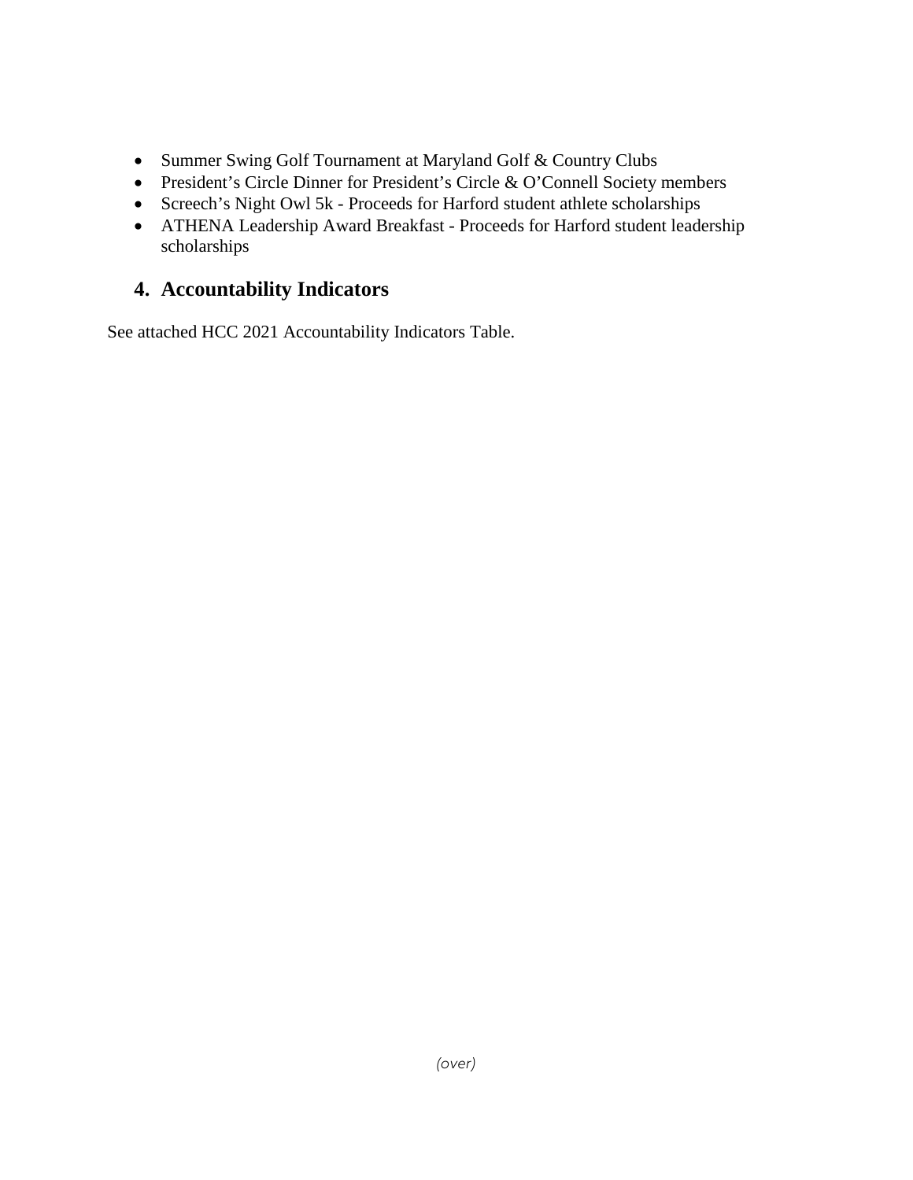- Summer Swing Golf Tournament at Maryland Golf & Country Clubs
- President's Circle Dinner for President's Circle & O'Connell Society members
- Screech's Night Owl 5k - Proceeds for Harford student athlete scholarships
- ATHENA Leadership Award Breakfast - Proceeds for Harford student leadership scholarships

## 4. Accountability Indicators

See attached HCC 2021 Accountability Indicators Table.

*(over)*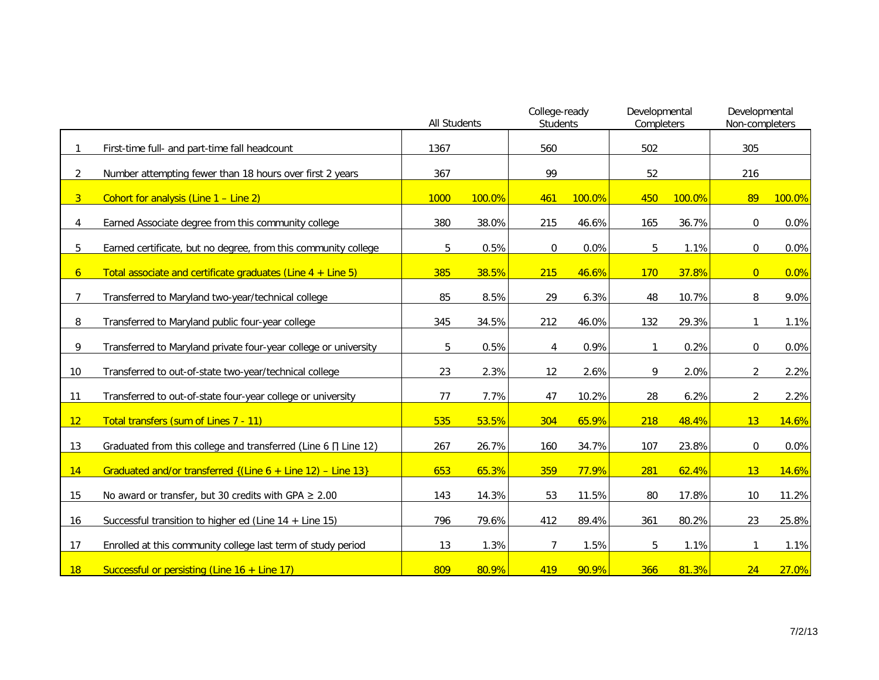| | | All Students | | College-ready Students | | Developmental Completers | | Developmental Non-completers | |
|---|---|---|---|---|---|---|---|---|---|
| 1 | First-time full- and part-time fall headcount | 1367 | | 560 | | 502 | | 305 | |
| 2 | Number attempting fewer than 18 hours over first 2 years | 367 | | 99 | | 52 | | 216 | |
| 3 | Cohort for analysis (Line 1 – Line 2) | 1000 | 100.0% | 461 | 100.0% | 450 | 100.0% | 89 | 100.0% |
| 4 | Earned Associate degree from this community college | 380 | 38.0% | 215 | 46.6% | 165 | 36.7% | 0 | 0.0% |
| 5 | Earned certificate, but no degree, from this community college | 5 | 0.5% | 0 | 0.0% | 5 | 1.1% | 0 | 0.0% |
| 6 | Total associate and certificate graduates (Line 4 + Line 5) | 385 | 38.5% | 215 | 46.6% | 170 | 37.8% | 0 | 0.0% |
| 7 | Transferred to Maryland two-year/technical college | 85 | 8.5% | 29 | 6.3% | 48 | 10.7% | 8 | 9.0% |
| 8 | Transferred to Maryland public four-year college | 345 | 34.5% | 212 | 46.0% | 132 | 29.3% | 1 | 1.1% |
| 9 | Transferred to Maryland private four-year college or university | 5 | 0.5% | 4 | 0.9% | 1 | 0.2% | 0 | 0.0% |
| 10 | Transferred to out-of-state two-year/technical college | 23 | 2.3% | 12 | 2.6% | 9 | 2.0% | 2 | 2.2% |
| 11 | Transferred to out-of-state four-year college or university | 77 | 7.7% | 47 | 10.2% | 28 | 6.2% | 2 | 2.2% |
| 12 | Total transfers (sum of Lines 7 - 11) | 535 | 53.5% | 304 | 65.9% | 218 | 48.4% | 13 | 14.6% |
| 13 | Graduated from this college and transferred (Line 6 ∏ Line 12) | 267 | 26.7% | 160 | 34.7% | 107 | 23.8% | 0 | 0.0% |
| 14 | Graduated and/or transferred {(Line 6 + Line 12) – Line 13} | 653 | 65.3% | 359 | 77.9% | 281 | 62.4% | 13 | 14.6% |
| 15 | No award or transfer, but 30 credits with GPA ≥ 2.00 | 143 | 14.3% | 53 | 11.5% | 80 | 17.8% | 10 | 11.2% |
| 16 | Successful transition to higher ed (Line 14 + Line 15) | 796 | 79.6% | 412 | 89.4% | 361 | 80.2% | 23 | 25.8% |
| 17 | Enrolled at this community college last term of study period | 13 | 1.3% | 7 | 1.5% | 5 | 1.1% | 1 | 1.1% |
| 18 | Successful or persisting (Line 16 + Line 17) | 809 | 80.9% | 419 | 90.9% | 366 | 81.3% | 24 | 27.0% |

7/2/13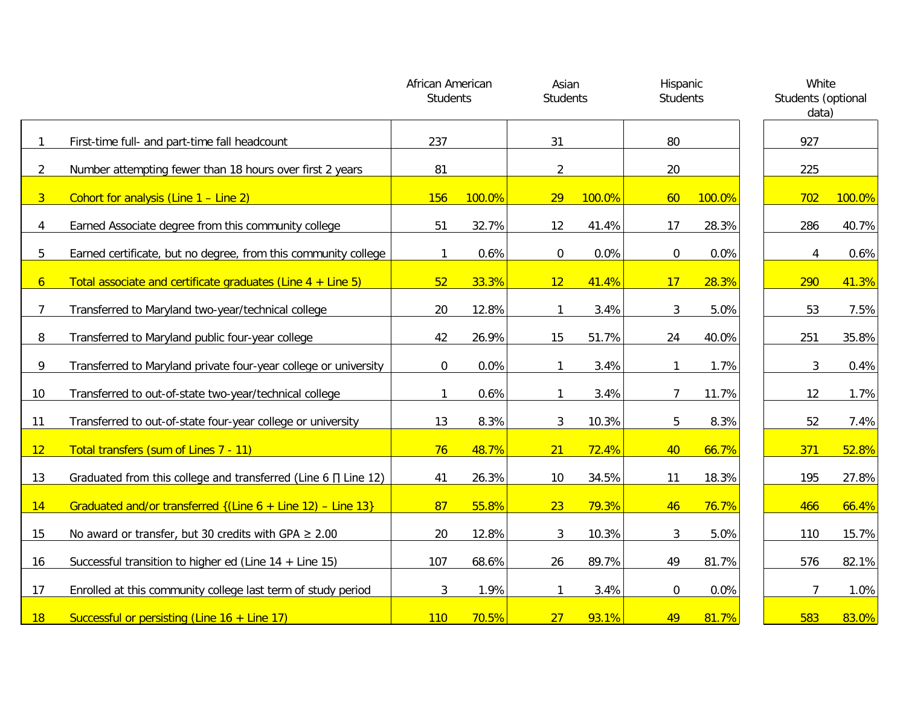| | | African American Students | | Asian Students | | Hispanic Students | | White Students (optional data) | |
|---|---|---|---|---|---|---|---|---|---|
| 1 | First-time full- and part-time fall headcount | 237 | | 31 | | 80 | | 927 | |
| 2 | Number attempting fewer than 18 hours over first 2 years | 81 | | 2 | | 20 | | 225 | |
| 3 | Cohort for analysis (Line 1 – Line 2) | 156 | 100.0% | 29 | 100.0% | 60 | 100.0% | 702 | 100.0% |
| 4 | Earned Associate degree from this community college | 51 | 32.7% | 12 | 41.4% | 17 | 28.3% | 286 | 40.7% |
| 5 | Earned certificate, but no degree, from this community college | 1 | 0.6% | 0 | 0.0% | 0 | 0.0% | 4 | 0.6% |
| 6 | Total associate and certificate graduates (Line 4 + Line 5) | 52 | 33.3% | 12 | 41.4% | 17 | 28.3% | 290 | 41.3% |
| 7 | Transferred to Maryland two-year/technical college | 20 | 12.8% | 1 | 3.4% | 3 | 5.0% | 53 | 7.5% |
| 8 | Transferred to Maryland public four-year college | 42 | 26.9% | 15 | 51.7% | 24 | 40.0% | 251 | 35.8% |
| 9 | Transferred to Maryland private four-year college or university | 0 | 0.0% | 1 | 3.4% | 1 | 1.7% | 3 | 0.4% |
| 10 | Transferred to out-of-state two-year/technical college | 1 | 0.6% | 1 | 3.4% | 7 | 11.7% | 12 | 1.7% |
| 11 | Transferred to out-of-state four-year college or university | 13 | 8.3% | 3 | 10.3% | 5 | 8.3% | 52 | 7.4% |
| 12 | Total transfers (sum of Lines 7 - 11) | 76 | 48.7% | 21 | 72.4% | 40 | 66.7% | 371 | 52.8% |
| 13 | Graduated from this college and transferred (Line 6 ∏ Line 12) | 41 | 26.3% | 10 | 34.5% | 11 | 18.3% | 195 | 27.8% |
| 14 | Graduated and/or transferred {(Line 6 + Line 12) – Line 13} | 87 | 55.8% | 23 | 79.3% | 46 | 76.7% | 466 | 66.4% |
| 15 | No award or transfer, but 30 credits with GPA ≥ 2.00 | 20 | 12.8% | 3 | 10.3% | 3 | 5.0% | 110 | 15.7% |
| 16 | Successful transition to higher ed (Line 14 + Line 15) | 107 | 68.6% | 26 | 89.7% | 49 | 81.7% | 576 | 82.1% |
| 17 | Enrolled at this community college last term of study period | 3 | 1.9% | 1 | 3.4% | 0 | 0.0% | 7 | 1.0% |
| 18 | Successful or persisting (Line 16 + Line 17) | 110 | 70.5% | 27 | 93.1% | 49 | 81.7% | 583 | 83.0% |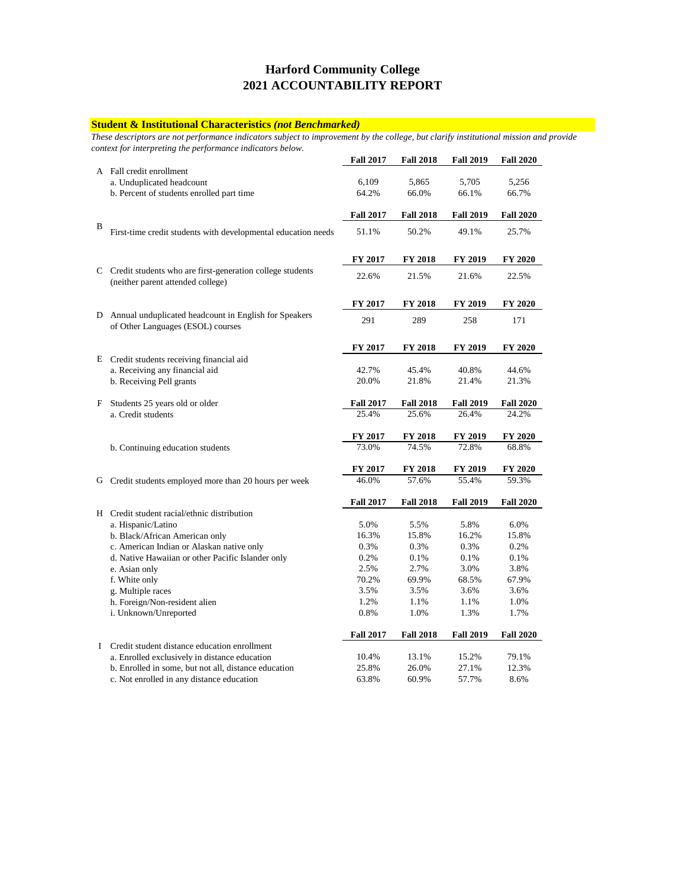# Harford Community College
# 2021 ACCOUNTABILITY REPORT

## Student & Institutional Characteristics *(not Benchmarked)*

*These descriptors are not performance indicators subject to improvement by the college, but clarify institutional mission and provide context for interpreting the performance indicators below.*

| | | Fall 2017 | Fall 2018 | Fall 2019 | Fall 2020 |
|---|---|---|---|---|---|
| A | Fall credit enrollment | | | | |
| | a. Unduplicated headcount | 6,109 | 5,865 | 5,705 | 5,256 |
| | b. Percent of students enrolled part time | 64.2% | 66.0% | 66.1% | 66.7% |
| | | **Fall 2017** | **Fall 2018** | **Fall 2019** | **Fall 2020** |
| B | First-time credit students with developmental education needs | 51.1% | 50.2% | 49.1% | 25.7% |
| | | **FY 2017** | **FY 2018** | **FY 2019** | **FY 2020** |
| C | Credit students who are first-generation college students (neither parent attended college) | 22.6% | 21.5% | 21.6% | 22.5% |
| | | **FY 2017** | **FY 2018** | **FY 2019** | **FY 2020** |
| D | Annual unduplicated headcount in English for Speakers of Other Languages (ESOL) courses | 291 | 289 | 258 | 171 |
| | | **FY 2017** | **FY 2018** | **FY 2019** | **FY 2020** |
| E | Credit students receiving financial aid | | | | |
| | a. Receiving any financial aid | 42.7% | 45.4% | 40.8% | 44.6% |
| | b. Receiving Pell grants | 20.0% | 21.8% | 21.4% | 21.3% |
| | | **Fall 2017** | **Fall 2018** | **Fall 2019** | **Fall 2020** |
| F | Students 25 years old or older | | | | |
| | a. Credit students | 25.4% | 25.6% | 26.4% | 24.2% |
| | | **FY 2017** | **FY 2018** | **FY 2019** | **FY 2020** |
| | b. Continuing education students | 73.0% | 74.5% | 72.8% | 68.8% |
| | | **FY 2017** | **FY 2018** | **FY 2019** | **FY 2020** |
| G | Credit students employed more than 20 hours per week | 46.0% | 57.6% | 55.4% | 59.3% |
| | | **Fall 2017** | **Fall 2018** | **Fall 2019** | **Fall 2020** |
| H | Credit student racial/ethnic distribution | | | | |
| | a. Hispanic/Latino | 5.0% | 5.5% | 5.8% | 6.0% |
| | b. Black/African American only | 16.3% | 15.8% | 16.2% | 15.8% |
| | c. American Indian or Alaskan native only | 0.3% | 0.3% | 0.3% | 0.2% |
| | d. Native Hawaiian or other Pacific Islander only | 0.2% | 0.1% | 0.1% | 0.1% |
| | e. Asian only | 2.5% | 2.7% | 3.0% | 3.8% |
| | f. White only | 70.2% | 69.9% | 68.5% | 67.9% |
| | g. Multiple races | 3.5% | 3.5% | 3.6% | 3.6% |
| | h. Foreign/Non-resident alien | 1.2% | 1.1% | 1.1% | 1.0% |
| | i. Unknown/Unreported | 0.8% | 1.0% | 1.3% | 1.7% |
| | | **Fall 2017** | **Fall 2018** | **Fall 2019** | **Fall 2020** |
| I | Credit student distance education enrollment | | | | |
| | a. Enrolled exclusively in distance education | 10.4% | 13.1% | 15.2% | 79.1% |
| | b. Enrolled in some, but not all, distance education | 25.8% | 26.0% | 27.1% | 12.3% |
| | c. Not enrolled in any distance education | 63.8% | 60.9% | 57.7% | 8.6% |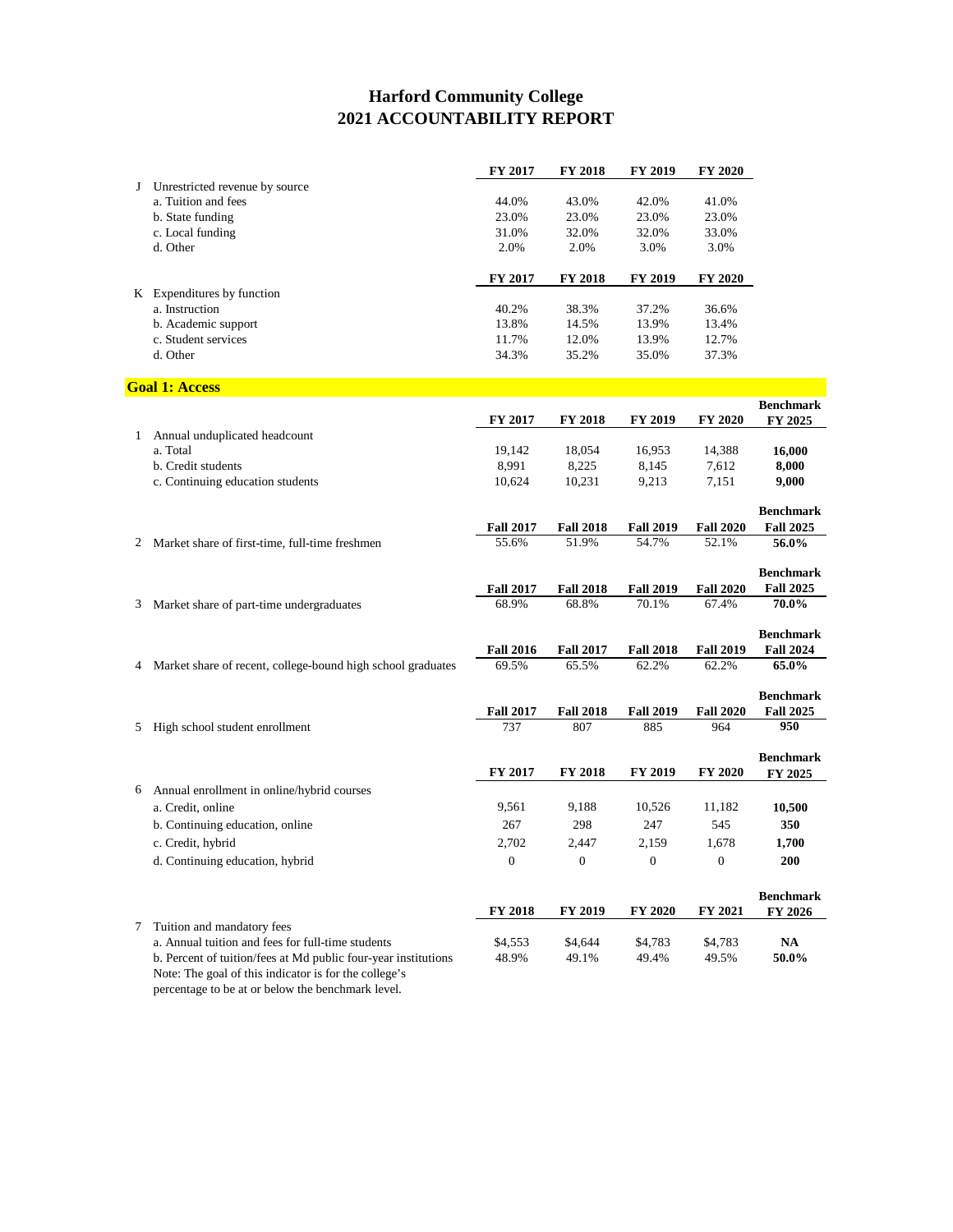# Harford Community College
## 2021 ACCOUNTABILITY REPORT

| | | FY 2017 | FY 2018 | FY 2019 | FY 2020 |
|---|---|---|---|---|---|
| J | Unrestricted revenue by source | | | | |
| | a. Tuition and fees | 44.0% | 43.0% | 42.0% | 41.0% |
| | b. State funding | 23.0% | 23.0% | 23.0% | 23.0% |
| | c. Local funding | 31.0% | 32.0% | 32.0% | 33.0% |
| | d. Other | 2.0% | 2.0% | 3.0% | 3.0% |

| | | FY 2017 | FY 2018 | FY 2019 | FY 2020 |
|---|---|---|---|---|---|
| K | Expenditures by function | | | | |
| | a. Instruction | 40.2% | 38.3% | 37.2% | 36.6% |
| | b. Academic support | 13.8% | 14.5% | 13.9% | 13.4% |
| | c. Student services | 11.7% | 12.0% | 13.9% | 12.7% |
| | d. Other | 34.3% | 35.2% | 35.0% | 37.3% |

## Goal 1: Access

| | | FY 2017 | FY 2018 | FY 2019 | FY 2020 | Benchmark FY 2025 |
|---|---|---|---|---|---|---|
| 1 | Annual unduplicated headcount | | | | | |
| | a. Total | 19,142 | 18,054 | 16,953 | 14,388 | **16,000** |
| | b. Credit students | 8,991 | 8,225 | 8,145 | 7,612 | **8,000** |
| | c. Continuing education students | 10,624 | 10,231 | 9,213 | 7,151 | **9,000** |

| | | Fall 2017 | Fall 2018 | Fall 2019 | Fall 2020 | Benchmark Fall 2025 |
|---|---|---|---|---|---|---|
| 2 | Market share of first-time, full-time freshmen | 55.6% | 51.9% | 54.7% | 52.1% | **56.0%** |

| | | Fall 2017 | Fall 2018 | Fall 2019 | Fall 2020 | Benchmark Fall 2025 |
|---|---|---|---|---|---|---|
| 3 | Market share of part-time undergraduates | 68.9% | 68.8% | 70.1% | 67.4% | **70.0%** |

| | | Fall 2016 | Fall 2017 | Fall 2018 | Fall 2019 | Benchmark Fall 2024 |
|---|---|---|---|---|---|---|
| 4 | Market share of recent, college-bound high school graduates | 69.5% | 65.5% | 62.2% | 62.2% | **65.0%** |

| | | Fall 2017 | Fall 2018 | Fall 2019 | Fall 2020 | Benchmark Fall 2025 |
|---|---|---|---|---|---|---|
| 5 | High school student enrollment | 737 | 807 | 885 | 964 | **950** |

| | | FY 2017 | FY 2018 | FY 2019 | FY 2020 | Benchmark FY 2025 |
|---|---|---|---|---|---|---|
| 6 | Annual enrollment in online/hybrid courses | | | | | |
| | a. Credit, online | 9,561 | 9,188 | 10,526 | 11,182 | **10,500** |
| | b. Continuing education, online | 267 | 298 | 247 | 545 | **350** |
| | c. Credit, hybrid | 2,702 | 2,447 | 2,159 | 1,678 | **1,700** |
| | d. Continuing education, hybrid | 0 | 0 | 0 | 0 | **200** |

| | | FY 2018 | FY 2019 | FY 2020 | FY 2021 | Benchmark FY 2026 |
|---|---|---|---|---|---|---|
| 7 | Tuition and mandatory fees | | | | | |
| | a. Annual tuition and fees for full-time students | $4,553 | $4,644 | $4,783 | $4,783 | **NA** |
| | b. Percent of tuition/fees at Md public four-year institutions | 48.9% | 49.1% | 49.4% | 49.5% | **50.0%** |
| | Note: The goal of this indicator is for the college's percentage to be at or below the benchmark level. | | | | | |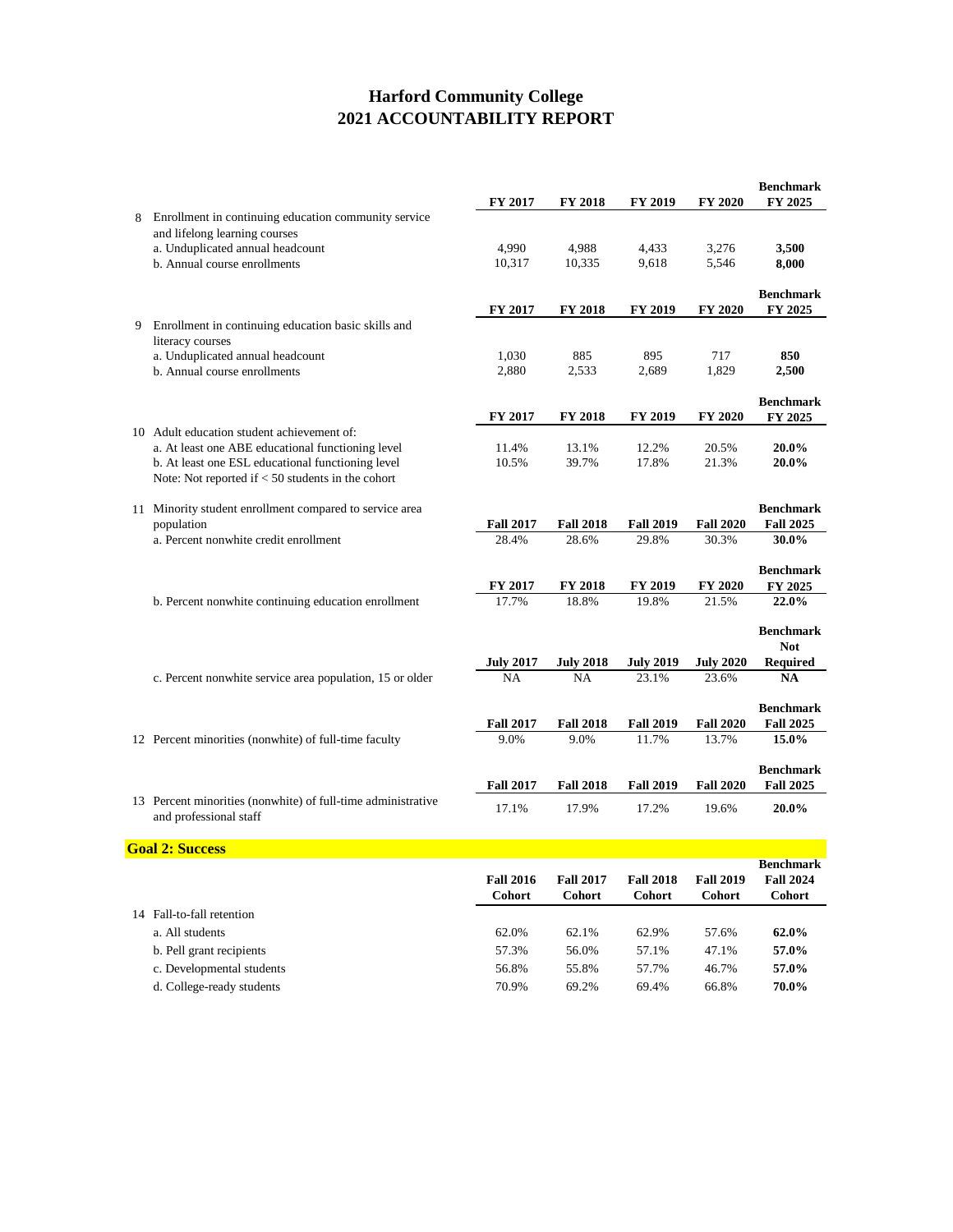# Harford Community College
# 2021 ACCOUNTABILITY REPORT

| | | FY 2017 | FY 2018 | FY 2019 | FY 2020 | Benchmark FY 2025 |
|---|---|---|---|---|---|---|
| 8 | Enrollment in continuing education community service and lifelong learning courses | | | | | |
| | a. Unduplicated annual headcount | 4,990 | 4,988 | 4,433 | 3,276 | **3,500** |
| | b. Annual course enrollments | 10,317 | 10,335 | 9,618 | 5,546 | **8,000** |

| | | FY 2017 | FY 2018 | FY 2019 | FY 2020 | Benchmark FY 2025 |
|---|---|---|---|---|---|---|
| 9 | Enrollment in continuing education basic skills and literacy courses | | | | | |
| | a. Unduplicated annual headcount | 1,030 | 885 | 895 | 717 | **850** |
| | b. Annual course enrollments | 2,880 | 2,533 | 2,689 | 1,829 | **2,500** |

| | | FY 2017 | FY 2018 | FY 2019 | FY 2020 | Benchmark FY 2025 |
|---|---|---|---|---|---|---|
| 10 | Adult education student achievement of: | | | | | |
| | a. At least one ABE educational functioning level | 11.4% | 13.1% | 12.2% | 20.5% | **20.0%** |
| | b. At least one ESL educational functioning level | 10.5% | 39.7% | 17.8% | 21.3% | **20.0%** |
| | Note: Not reported if < 50 students in the cohort | | | | | |

| | | Fall 2017 | Fall 2018 | Fall 2019 | Fall 2020 | Benchmark Fall 2025 |
|---|---|---|---|---|---|---|
| 11 | Minority student enrollment compared to service area population | | | | | |
| | a. Percent nonwhite credit enrollment | 28.4% | 28.6% | 29.8% | 30.3% | **30.0%** |

| | | FY 2017 | FY 2018 | FY 2019 | FY 2020 | Benchmark FY 2025 |
|---|---|---|---|---|---|---|
| | b. Percent nonwhite continuing education enrollment | 17.7% | 18.8% | 19.8% | 21.5% | **22.0%** |

| | | July 2017 | July 2018 | July 2019 | July 2020 | Benchmark Not Required |
|---|---|---|---|---|---|---|
| | c. Percent nonwhite service area population, 15 or older | NA | NA | 23.1% | 23.6% | **NA** |

| | | Fall 2017 | Fall 2018 | Fall 2019 | Fall 2020 | Benchmark Fall 2025 |
|---|---|---|---|---|---|---|
| 12 | Percent minorities (nonwhite) of full-time faculty | 9.0% | 9.0% | 11.7% | 13.7% | **15.0%** |

| | | Fall 2017 | Fall 2018 | Fall 2019 | Fall 2020 | Benchmark Fall 2025 |
|---|---|---|---|---|---|---|
| 13 | Percent minorities (nonwhite) of full-time administrative and professional staff | 17.1% | 17.9% | 17.2% | 19.6% | **20.0%** |

## Goal 2: Success

| | | Fall 2016 Cohort | Fall 2017 Cohort | Fall 2018 Cohort | Fall 2019 Cohort | Benchmark Fall 2024 Cohort |
|---|---|---|---|---|---|---|
| 14 | Fall-to-fall retention | | | | | |
| | a. All students | 62.0% | 62.1% | 62.9% | 57.6% | **62.0%** |
| | b. Pell grant recipients | 57.3% | 56.0% | 57.1% | 47.1% | **57.0%** |
| | c. Developmental students | 56.8% | 55.8% | 57.7% | 46.7% | **57.0%** |
| | d. College-ready students | 70.9% | 69.2% | 69.4% | 66.8% | **70.0%** |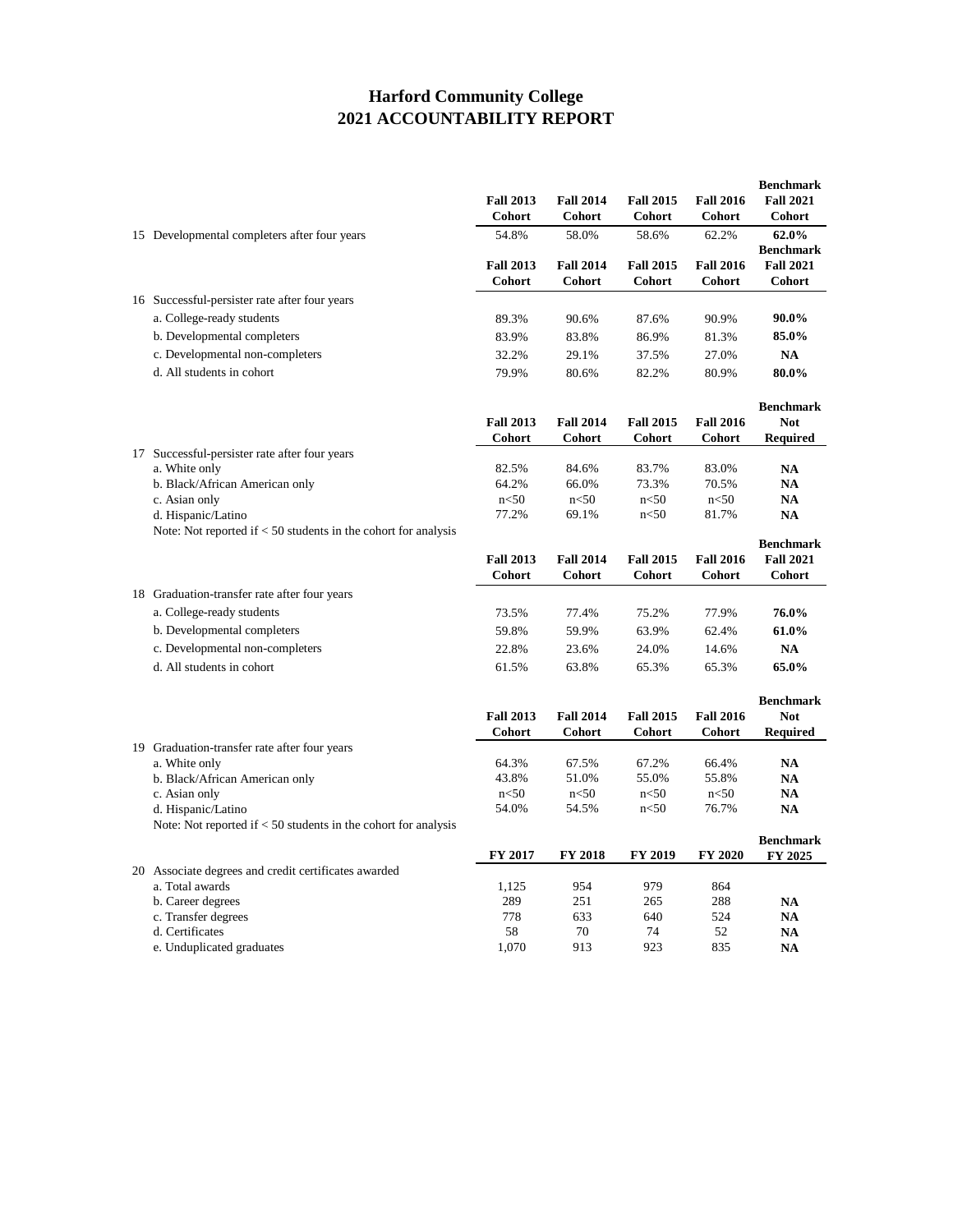# Harford Community College
## 2021 ACCOUNTABILITY REPORT

| | Fall 2013 Cohort | Fall 2014 Cohort | Fall 2015 Cohort | Fall 2016 Cohort | Benchmark Fall 2021 Cohort |
|---|---|---|---|---|---|
| 15 Developmental completers after four years | 54.8% | 58.0% | 58.6% | 62.2% | **62.0%** |

| | Fall 2013 Cohort | Fall 2014 Cohort | Fall 2015 Cohort | Fall 2016 Cohort | Benchmark Fall 2021 Cohort |
|---|---|---|---|---|---|
| 16 Successful-persister rate after four years | | | | | |
| a. College-ready students | 89.3% | 90.6% | 87.6% | 90.9% | **90.0%** |
| b. Developmental completers | 83.9% | 83.8% | 86.9% | 81.3% | **85.0%** |
| c. Developmental non-completers | 32.2% | 29.1% | 37.5% | 27.0% | **NA** |
| d. All students in cohort | 79.9% | 80.6% | 82.2% | 80.9% | **80.0%** |

| | Fall 2013 Cohort | Fall 2014 Cohort | Fall 2015 Cohort | Fall 2016 Cohort | Benchmark Not Required |
|---|---|---|---|---|---|
| 17 Successful-persister rate after four years | | | | | |
| a. White only | 82.5% | 84.6% | 83.7% | 83.0% | **NA** |
| b. Black/African American only | 64.2% | 66.0% | 73.3% | 70.5% | **NA** |
| c. Asian only | n<50 | n<50 | n<50 | n<50 | **NA** |
| d. Hispanic/Latino | 77.2% | 69.1% | n<50 | 81.7% | **NA** |
| Note: Not reported if < 50 students in the cohort for analysis | | | | | |

| | Fall 2013 Cohort | Fall 2014 Cohort | Fall 2015 Cohort | Fall 2016 Cohort | Benchmark Fall 2021 Cohort |
|---|---|---|---|---|---|
| 18 Graduation-transfer rate after four years | | | | | |
| a. College-ready students | 73.5% | 77.4% | 75.2% | 77.9% | **76.0%** |
| b. Developmental completers | 59.8% | 59.9% | 63.9% | 62.4% | **61.0%** |
| c. Developmental non-completers | 22.8% | 23.6% | 24.0% | 14.6% | **NA** |
| d. All students in cohort | 61.5% | 63.8% | 65.3% | 65.3% | **65.0%** |

| | Fall 2013 Cohort | Fall 2014 Cohort | Fall 2015 Cohort | Fall 2016 Cohort | Benchmark Not Required |
|---|---|---|---|---|---|
| 19 Graduation-transfer rate after four years | | | | | |
| a. White only | 64.3% | 67.5% | 67.2% | 66.4% | **NA** |
| b. Black/African American only | 43.8% | 51.0% | 55.0% | 55.8% | **NA** |
| c. Asian only | n<50 | n<50 | n<50 | n<50 | **NA** |
| d. Hispanic/Latino | 54.0% | 54.5% | n<50 | 76.7% | **NA** |
| Note: Not reported if < 50 students in the cohort for analysis | | | | | |

| | FY 2017 | FY 2018 | FY 2019 | FY 2020 | Benchmark FY 2025 |
|---|---|---|---|---|---|
| 20 Associate degrees and credit certificates awarded | | | | | |
| a. Total awards | 1,125 | 954 | 979 | 864 | |
| b. Career degrees | 289 | 251 | 265 | 288 | **NA** |
| c. Transfer degrees | 778 | 633 | 640 | 524 | **NA** |
| d. Certificates | 58 | 70 | 74 | 52 | **NA** |
| e. Unduplicated graduates | 1,070 | 913 | 923 | 835 | **NA** |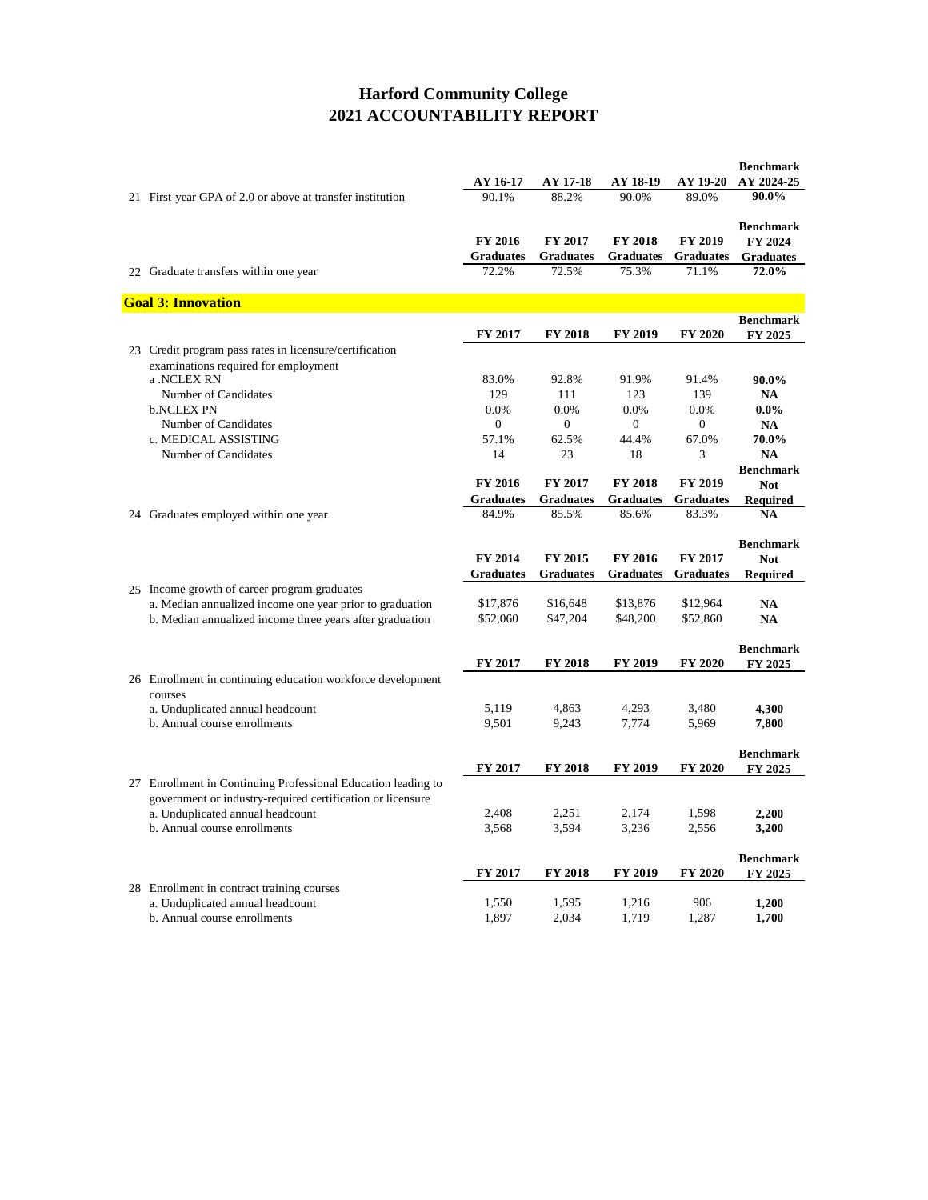# Harford Community College
# 2021 ACCOUNTABILITY REPORT

| | | AY 16-17 | AY 17-18 | AY 18-19 | AY 19-20 | Benchmark AY 2024-25 |
|---|---|---|---|---|---|---|
| 21 | First-year GPA of 2.0 or above at transfer institution | 90.1% | 88.2% | 90.0% | 89.0% | **90.0%** |

| | | FY 2016 Graduates | FY 2017 Graduates | FY 2018 Graduates | FY 2019 Graduates | Benchmark FY 2024 Graduates |
|---|---|---|---|---|---|---|
| 22 | Graduate transfers within one year | 72.2% | 72.5% | 75.3% | 71.1% | **72.0%** |

## Goal 3: Innovation

| | | FY 2017 | FY 2018 | FY 2019 | FY 2020 | Benchmark FY 2025 |
|---|---|---|---|---|---|---|
| 23 | Credit program pass rates in licensure/certification examinations required for employment | | | | | |
| | a .NCLEX RN | 83.0% | 92.8% | 91.9% | 91.4% | **90.0%** |
| | Number of Candidates | 129 | 111 | 123 | 139 | **NA** |
| | b.NCLEX PN | 0.0% | 0.0% | 0.0% | 0.0% | **0.0%** |
| | Number of Candidates | 0 | 0 | 0 | 0 | **NA** |
| | c. MEDICAL ASSISTING | 57.1% | 62.5% | 44.4% | 67.0% | **70.0%** |
| | Number of Candidates | 14 | 23 | 18 | 3 | **NA** |

| | | FY 2016 Graduates | FY 2017 Graduates | FY 2018 Graduates | FY 2019 Graduates | Benchmark Not Required |
|---|---|---|---|---|---|---|
| 24 | Graduates employed within one year | 84.9% | 85.5% | 85.6% | 83.3% | **NA** |

| | | FY 2014 Graduates | FY 2015 Graduates | FY 2016 Graduates | FY 2017 Graduates | Benchmark Not Required |
|---|---|---|---|---|---|---|
| 25 | Income growth of career program graduates | | | | | |
| | a. Median annualized income one year prior to graduation | $17,876 | $16,648 | $13,876 | $12,964 | **NA** |
| | b. Median annualized income three years after graduation | $52,060 | $47,204 | $48,200 | $52,860 | **NA** |

| | | FY 2017 | FY 2018 | FY 2019 | FY 2020 | Benchmark FY 2025 |
|---|---|---|---|---|---|---|
| 26 | Enrollment in continuing education workforce development courses | | | | | |
| | a. Unduplicated annual headcount | 5,119 | 4,863 | 4,293 | 3,480 | **4,300** |
| | b. Annual course enrollments | 9,501 | 9,243 | 7,774 | 5,969 | **7,800** |

| | | FY 2017 | FY 2018 | FY 2019 | FY 2020 | Benchmark FY 2025 |
|---|---|---|---|---|---|---|
| 27 | Enrollment in Continuing Professional Education leading to government or industry-required certification or licensure | | | | | |
| | a. Unduplicated annual headcount | 2,408 | 2,251 | 2,174 | 1,598 | **2,200** |
| | b. Annual course enrollments | 3,568 | 3,594 | 3,236 | 2,556 | **3,200** |

| | | FY 2017 | FY 2018 | FY 2019 | FY 2020 | Benchmark FY 2025 |
|---|---|---|---|---|---|---|
| 28 | Enrollment in contract training courses | | | | | |
| | a. Unduplicated annual headcount | 1,550 | 1,595 | 1,216 | 906 | **1,200** |
| | b. Annual course enrollments | 1,897 | 2,034 | 1,719 | 1,287 | **1,700** |